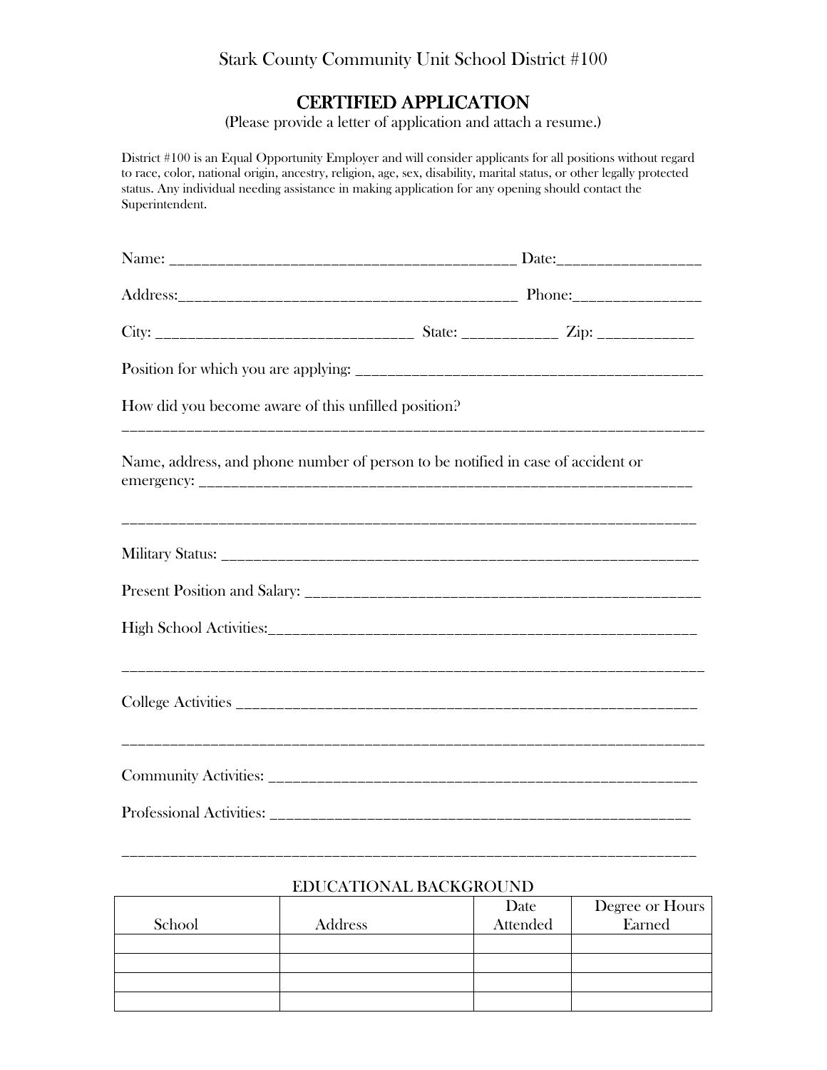Stark County Community Unit School District #100

# CERTIFIED APPLICATION

(Please provide a letter of application and attach a resume.)

District #100 is an Equal Opportunity Employer and will consider applicants for all positions without regard to race, color, national origin, ancestry, religion, age, sex, disability, marital status, or other legally protected status. Any individual needing assistance in making application for any opening should contact the Superintendent.

Name: ___________________________________________ Date:_________________

Address:__________________________________________ Phone:_______________

City: ________________________________ State: ___________ Zip: ___________

Position for which you are applying: ____________________________________________

How did you become aware of this unfilled position?

_________________________________________________________________________

Name, address, and phone number of person to be notified in case of accident or emergency: _____________________________________________________________

_________________________________________________________________________

Military Status: _________________________________________________________

Present Position and Salary: ______________________________________________

High School Activities:___________________________________________________

_________________________________________________________________________

College Activities ______________________________________________________

_________________________________________________________________________

Community Activities: ___________________________________________________

Professional Activities: _________________________________________________

_________________________________________________________________________

## EDUCATIONAL BACKGROUND

| School | Address | Date Attended | Degree or Hours Earned |
|---|---|---|---|
| | | | |
| | | | |
| | | | |
| | | | |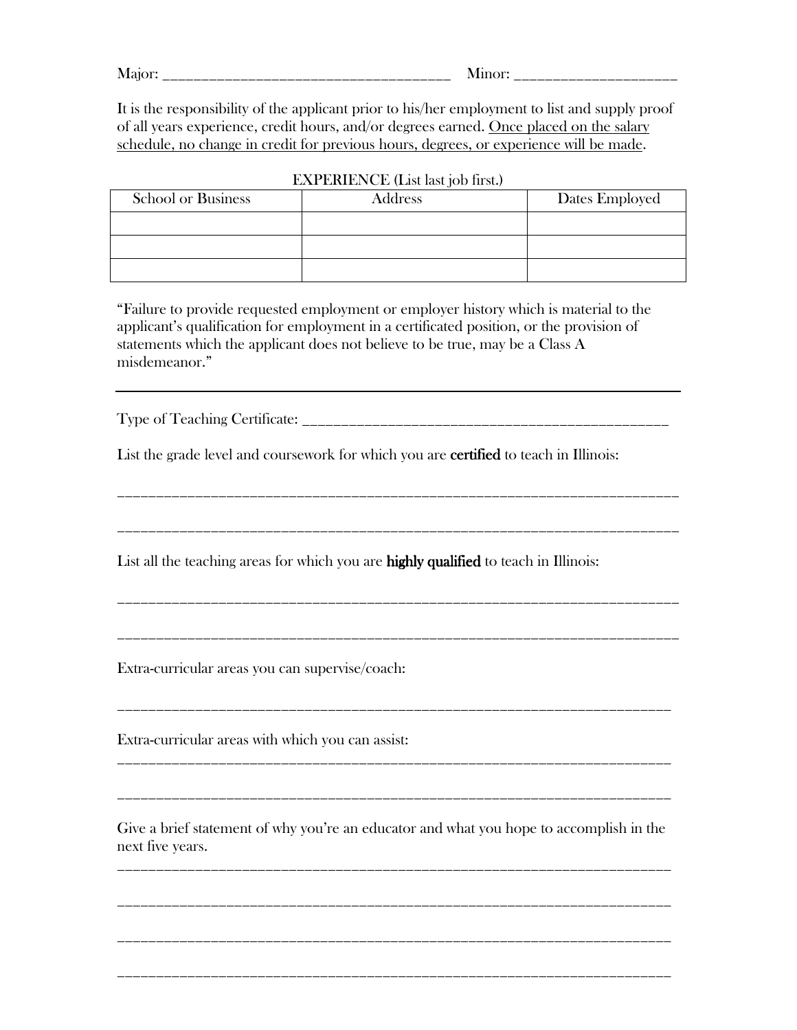Major: ______________________________________ Minor: ____________________

It is the responsibility of the applicant prior to his/her employment to list and supply proof of all years experience, credit hours, and/or degrees earned. <u>Once placed on the salary schedule, no change in credit for previous hours, degrees, or experience will be made</u>.

EXPERIENCE (List last job first.)

| School or Business | Address | Dates Employed |
| --- | --- | --- |
| | | |
| | | |
| | | |

"Failure to provide requested employment or employer history which is material to the applicant's qualification for employment in a certificated position, or the provision of statements which the applicant does not believe to be true, may be a Class A misdemeanor."

---

Type of Teaching Certificate: _________________________________________________

List the grade level and coursework for which you are **certified** to teach in Illinois:

___________________________________________________________________________

___________________________________________________________________________

List all the teaching areas for which you are **highly qualified** to teach in Illinois:

___________________________________________________________________________

___________________________________________________________________________

Extra-curricular areas you can supervise/coach:

___________________________________________________________________________

Extra-curricular areas with which you can assist:

___________________________________________________________________________

___________________________________________________________________________

Give a brief statement of why you're an educator and what you hope to accomplish in the next five years.

___________________________________________________________________________

___________________________________________________________________________

___________________________________________________________________________

___________________________________________________________________________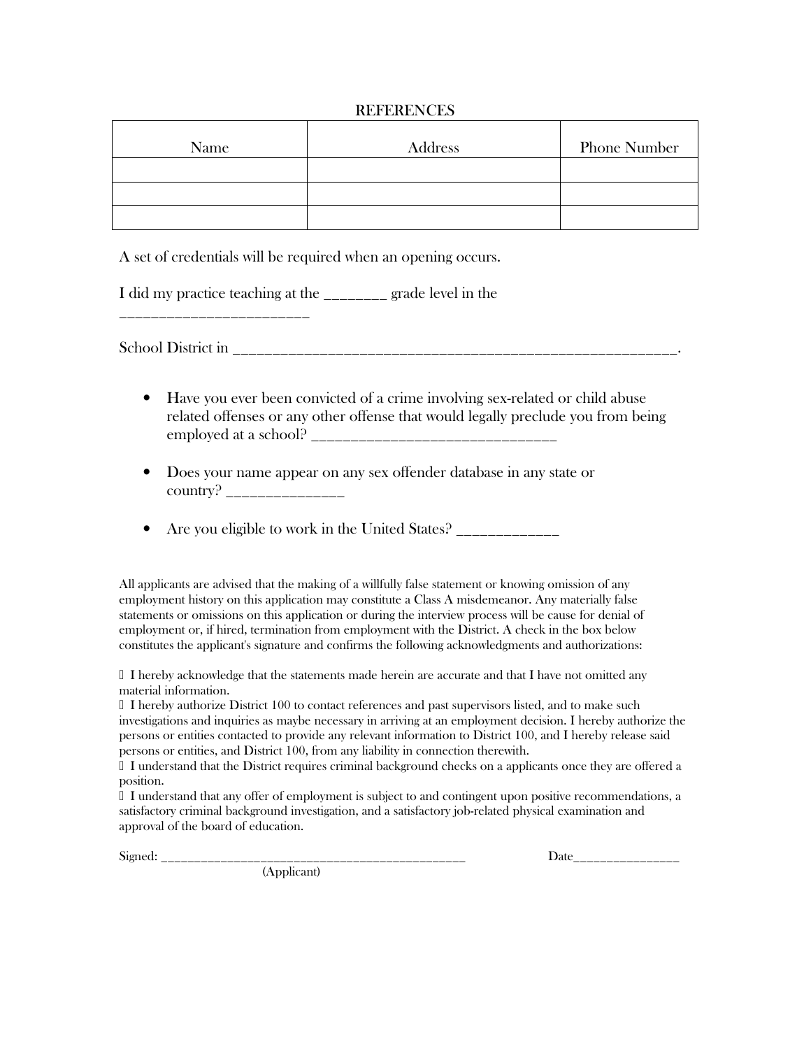REFERENCES

| Name | Address | Phone Number |
| --- | --- | --- |
| | | |
| | | |
| | | |

A set of credentials will be required when an opening occurs.

I did my practice teaching at the ________ grade level in the ________________________

School District in _________________________________________________________.

- Have you ever been convicted of a crime involving sex-related or child abuse related offenses or any other offense that would legally preclude you from being employed at a school? _______________________________
- Does your name appear on any sex offender database in any state or country? _______________
- Are you eligible to work in the United States? _____________

All applicants are advised that the making of a willfully false statement or knowing omission of any employment history on this application may constitute a Class A misdemeanor. Any materially false statements or omissions on this application or during the interview process will be cause for denial of employment or, if hired, termination from employment with the District. A check in the box below constitutes the applicant's signature and confirms the following acknowledgments and authorizations:

☐ I hereby acknowledge that the statements made herein are accurate and that I have not omitted any material information.
☐ I hereby authorize District 100 to contact references and past supervisors listed, and to make such investigations and inquiries as maybe necessary in arriving at an employment decision. I hereby authorize the persons or entities contacted to provide any relevant information to District 100, and I hereby release said persons or entities, and District 100, from any liability in connection therewith.
☐ I understand that the District requires criminal background checks on a applicants once they are offered a position.
☐ I understand that any offer of employment is subject to and contingent upon positive recommendations, a satisfactory criminal background investigation, and a satisfactory job-related physical examination and approval of the board of education.

Signed: _______________________________________________ Date________________
(Applicant)